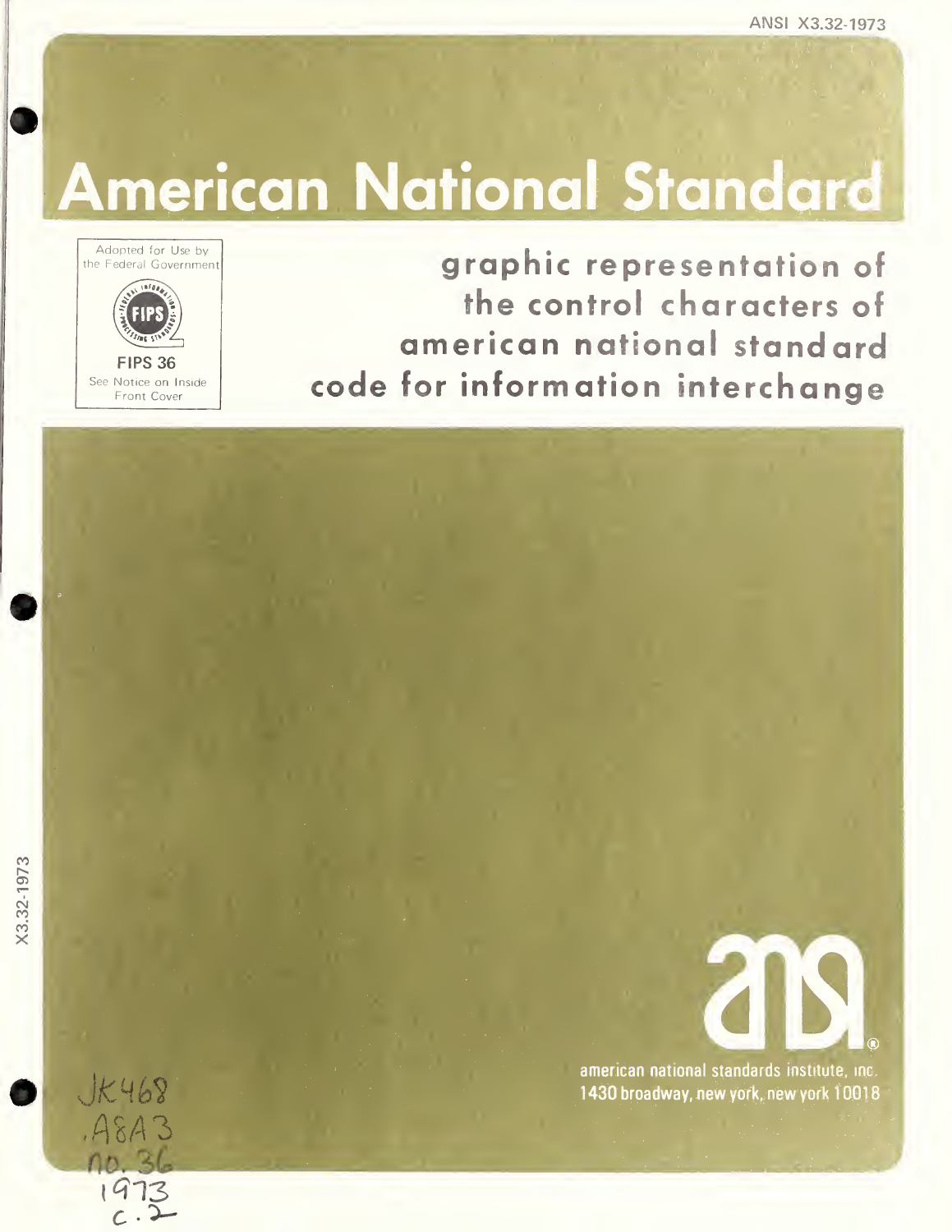ANSI X3.32-1973

# American National Standard

Adopted for Use by the Federal Government

FIPS 36

See Notice on Inside Front Cover

## graphic representation of the control characters of american national standard code for information interchange

X3.32-1973

american national standards institute, inc.
1430 broadway, new york, new york 10018

JK468
.A8A3
no. 36
1973
c. 2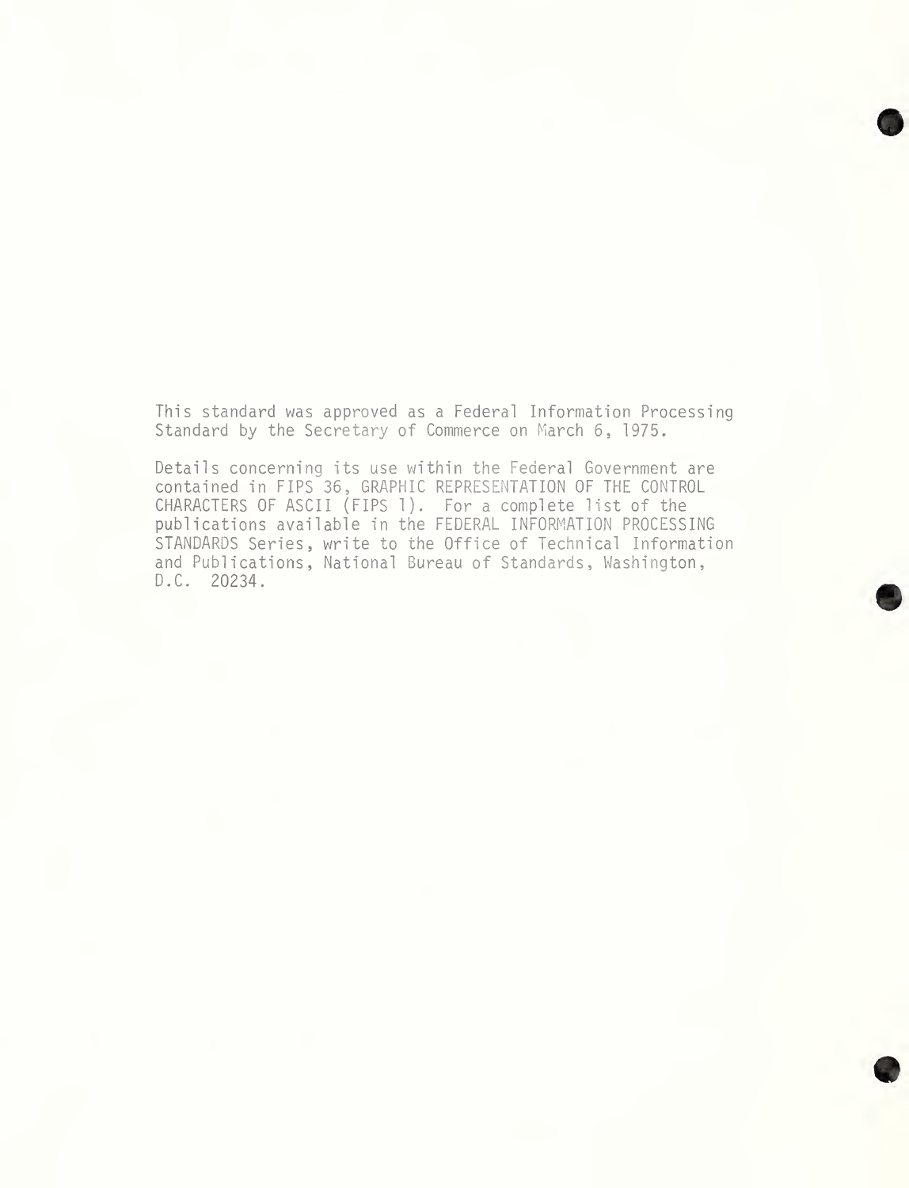This standard was approved as a Federal Information Processing Standard by the Secretary of Commerce on March 6, 1975.

Details concerning its use within the Federal Government are contained in FIPS 36, GRAPHIC REPRESENTATION OF THE CONTROL CHARACTERS OF ASCII (FIPS 1). For a complete list of the publications available in the FEDERAL INFORMATION PROCESSING STANDARDS Series, write to the Office of Technical Information and Publications, National Bureau of Standards, Washington, D.C. 20234.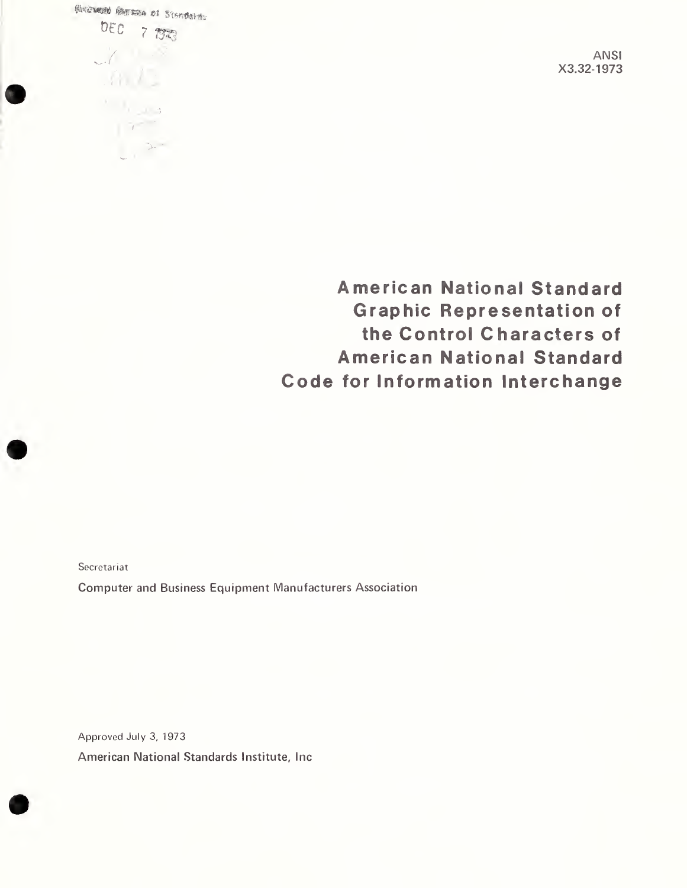ANSI
X3.32-1973

# American National Standard Graphic Representation of the Control Characters of American National Standard Code for Information Interchange

Secretariat

Computer and Business Equipment Manufacturers Association

Approved July 3, 1973

American National Standards Institute, Inc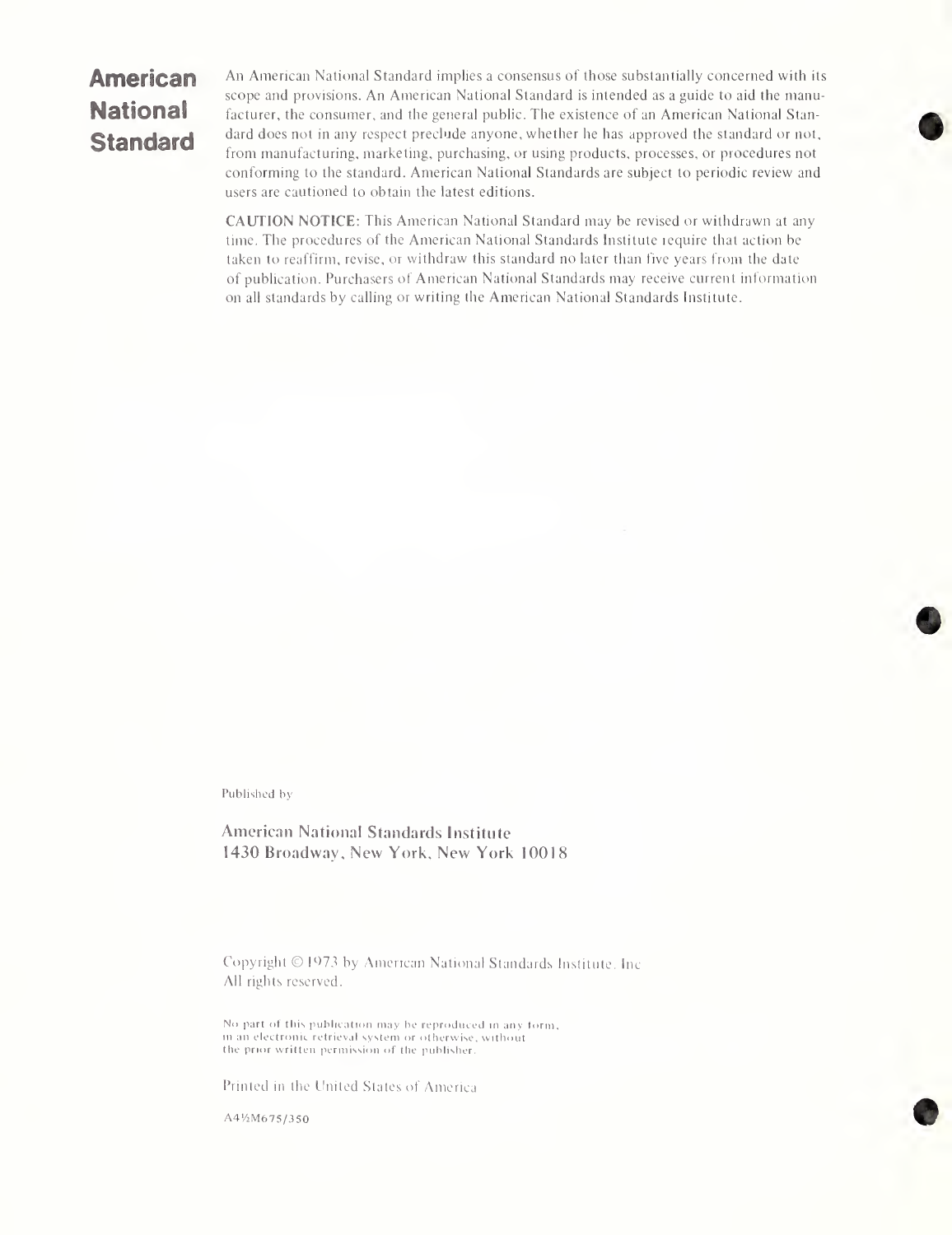# American National Standard

An American National Standard implies a consensus of those substantially concerned with its scope and provisions. An American National Standard is intended as a guide to aid the manufacturer, the consumer, and the general public. The existence of an American National Standard does not in any respect preclude anyone, whether he has approved the standard or not, from manufacturing, marketing, purchasing, or using products, processes, or procedures not conforming to the standard. American National Standards are subject to periodic review and users are cautioned to obtain the latest editions.

**CAUTION NOTICE:** This American National Standard may be revised or withdrawn at any time. The procedures of the American National Standards Institute require that action be taken to reaffirm, revise, or withdraw this standard no later than five years from the date of publication. Purchasers of American National Standards may receive current information on all standards by calling or writing the American National Standards Institute.

Published by

American National Standards Institute
1430 Broadway, New York, New York 10018

Copyright © 1973 by American National Standards Institute, Inc
All rights reserved.

No part of this publication may be reproduced in any form, in an electronic retrieval system or otherwise, without the prior written permission of the publisher.

Printed in the United States of America

A4½M675/350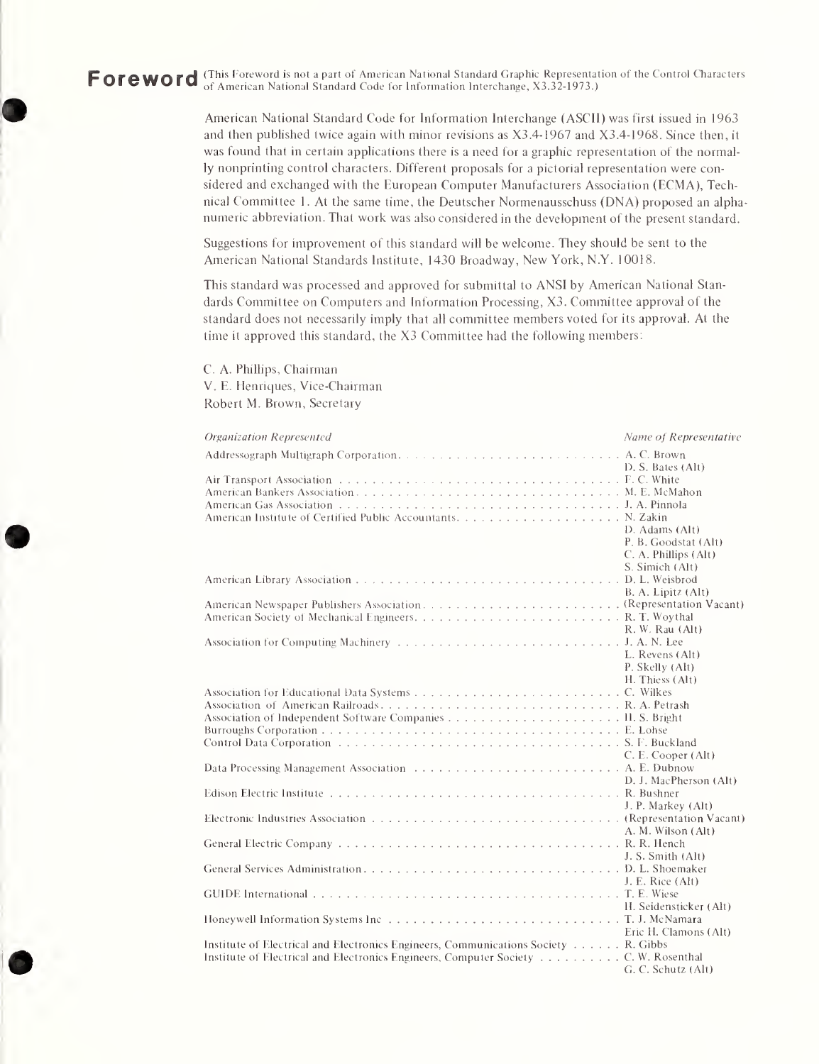# Foreword

(This Foreword is not a part of American National Standard Graphic Representation of the Control Characters of American National Standard Code for Information Interchange, X3.32-1973.)

American National Standard Code for Information Interchange (ASCII) was first issued in 1963 and then published twice again with minor revisions as X3.4-1967 and X3.4-1968. Since then, it was found that in certain applications there is a need for a graphic representation of the normally nonprinting control characters. Different proposals for a pictorial representation were considered and exchanged with the European Computer Manufacturers Association (ECMA), Technical Committee 1. At the same time, the Deutscher Normenausschuss (DNA) proposed an alphanumeric abbreviation. That work was also considered in the development of the present standard.

Suggestions for improvement of this standard will be welcome. They should be sent to the American National Standards Institute, 1430 Broadway, New York, N.Y. 10018.

This standard was processed and approved for submittal to ANSI by American National Standards Committee on Computers and Information Processing, X3. Committee approval of the standard does not necessarily imply that all committee members voted for its approval. At the time it approved this standard, the X3 Committee had the following members:

C. A. Phillips, Chairman
V. E. Henriques, Vice-Chairman
Robert M. Brown, Secretary

| *Organization Represented* | *Name of Representative* |
|---|---|
| Addressograph Multigraph Corporation | A. C. Brown |
| | D. S. Bates (Alt) |
| Air Transport Association | F. C. White |
| American Bankers Association | M. E. McMahon |
| American Gas Association | J. A. Pinnola |
| American Institute of Certified Public Accountants | N. Zakin |
| | D. Adams (Alt) |
| | P. B. Goodstat (Alt) |
| | C. A. Phillips (Alt) |
| | S. Simich (Alt) |
| American Library Association | D. L. Weisbrod |
| | B. A. Lipitz (Alt) |
| American Newspaper Publishers Association | (Representation Vacant) |
| American Society of Mechanical Engineers | R. T. Woythal |
| | R. W. Rau (Alt) |
| Association for Computing Machinery | J. A. N. Lee |
| | L. Revens (Alt) |
| | P. Skelly (Alt) |
| | H. Thiess (Alt) |
| Association for Educational Data Systems | C. Wilkes |
| Association of American Railroads | R. A. Petrash |
| Association of Independent Software Companies | H. S. Bright |
| Burroughs Corporation | E. Lohse |
| Control Data Corporation | S. F. Buckland |
| | C. E. Cooper (Alt) |
| Data Processing Management Association | A. E. Dubnow |
| | D. J. MacPherson (Alt) |
| Edison Electric Institute | R. Bushner |
| | J. P. Markey (Alt) |
| Electronic Industries Association | (Representation Vacant) |
| | A. M. Wilson (Alt) |
| General Electric Company | R. R. Hench |
| | J. S. Smith (Alt) |
| General Services Administration | D. L. Shoemaker |
| | J. E. Rice (Alt) |
| GUIDE International | T. E. Wiese |
| | H. Seidensticker (Alt) |
| Honeywell Information Systems Inc | T. J. McNamara |
| | Eric H. Clamons (Alt) |
| Institute of Electrical and Electronics Engineers, Communications Society | R. Gibbs |
| Institute of Electrical and Electronics Engineers, Computer Society | C. W. Rosenthal |
| | G. C. Schutz (Alt) |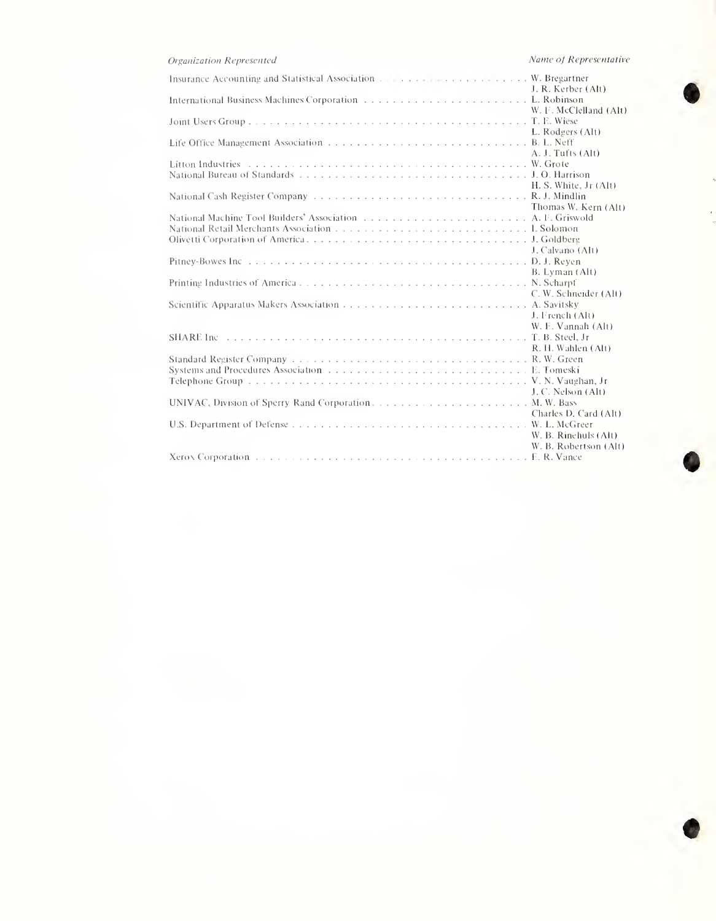| *Organization Represented* | *Name of Representative* |
| --- | --- |
| Insurance Accounting and Statistical Association | W. Bregartner |
| | J. R. Kerber (Alt) |
| International Business Machines Corporation | L. Robinson |
| | W. F. McClelland (Alt) |
| Joint Users Group | T. E. Wiese |
| | L. Rodgers (Alt) |
| Life Office Management Association | B. L. Neff |
| | A. J. Tufts (Alt) |
| Litton Industries | W. Grote |
| National Bureau of Standards | J. O. Harrison |
| | H. S. White, Jr (Alt) |
| National Cash Register Company | R. J. Mindlin |
| | Thomas W. Kern (Alt) |
| National Machine Tool Builders' Association | A. F. Griswold |
| National Retail Merchants Association | I. Solomon |
| Olivetti Corporation of America | J. Goldberg |
| | J. Calvano (Alt) |
| Pitney-Bowes Inc | D. J. Reyen |
| | B. Lyman (Alt) |
| Printing Industries of America | N. Scharpf |
| | C. W. Schneider (Alt) |
| Scientific Apparatus Makers Association | A. Savitsky |
| | J. French (Alt) |
| | W. E. Vannah (Alt) |
| SHARE Inc | T. B. Steel, Jr |
| | R. H. Wahlen (Alt) |
| Standard Register Company | R. W. Green |
| Systems and Procedures Association | E. Tomeski |
| Telephone Group | V. N. Vaughan, Jr |
| | J. C. Nelson (Alt) |
| UNIVAC, Division of Sperry Rand Corporation | M. W. Bass |
| | Charles D. Card (Alt) |
| U.S. Department of Defense | W. L. McGreer |
| | W. B. Rinehuls (Alt) |
| | W. B. Robertson (Alt) |
| Xerox Corporation | F. R. Vance |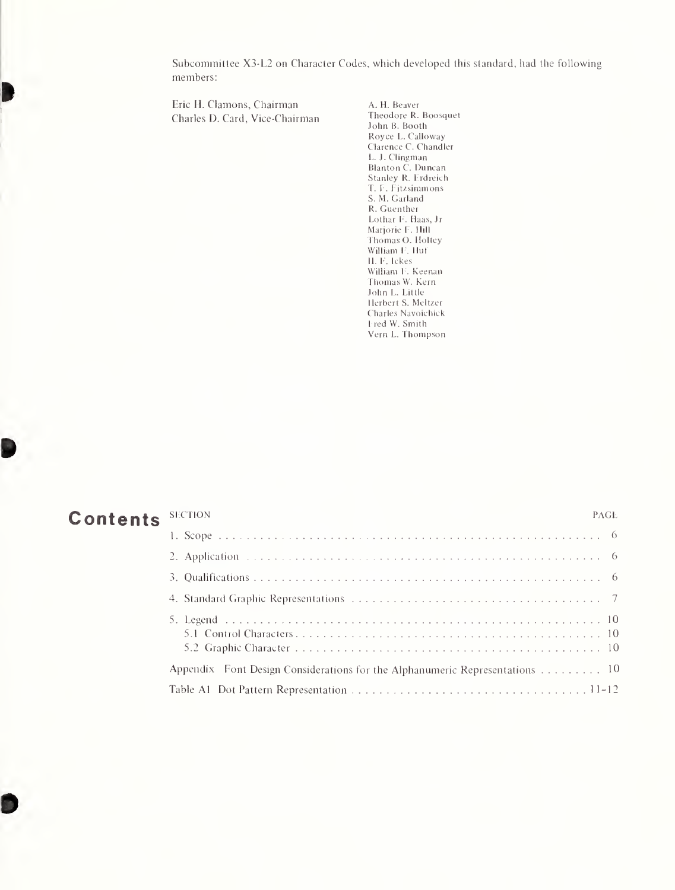Subcommittee X3-L2 on Character Codes, which developed this standard, had the following members:

Eric H. Clamons, Chairman
Charles D. Card, Vice-Chairman

A. H. Beaver
Theodore R. Boosquet
John B. Booth
Royce L. Calloway
Clarence C. Chandler
L. J. Clingman
Blanton C. Duncan
Stanley R. Erdreich
T. F. Fitzsimmons
S. M. Garland
R. Guenther
Lothar F. Haas, Jr
Marjorie F. Hill
Thomas O. Holtey
William F. Hut
H. F. Ickes
William F. Keenan
Thomas W. Kern
John L. Little
Herbert S. Meltzer
Charles Navoichick
Fred W. Smith
Vern L. Thompson

# Contents

| SECTION | PAGE |
| --- | --- |
| 1. Scope | 6 |
| 2. Application | 6 |
| 3. Qualifications | 6 |
| 4. Standard Graphic Representations | 7 |
| 5. Legend | 10 |
| 5.1 Control Characters | 10 |
| 5.2 Graphic Character | 10 |
| Appendix Font Design Considerations for the Alphanumeric Representations | 10 |
| Table A1 Dot Pattern Representation | 11–12 |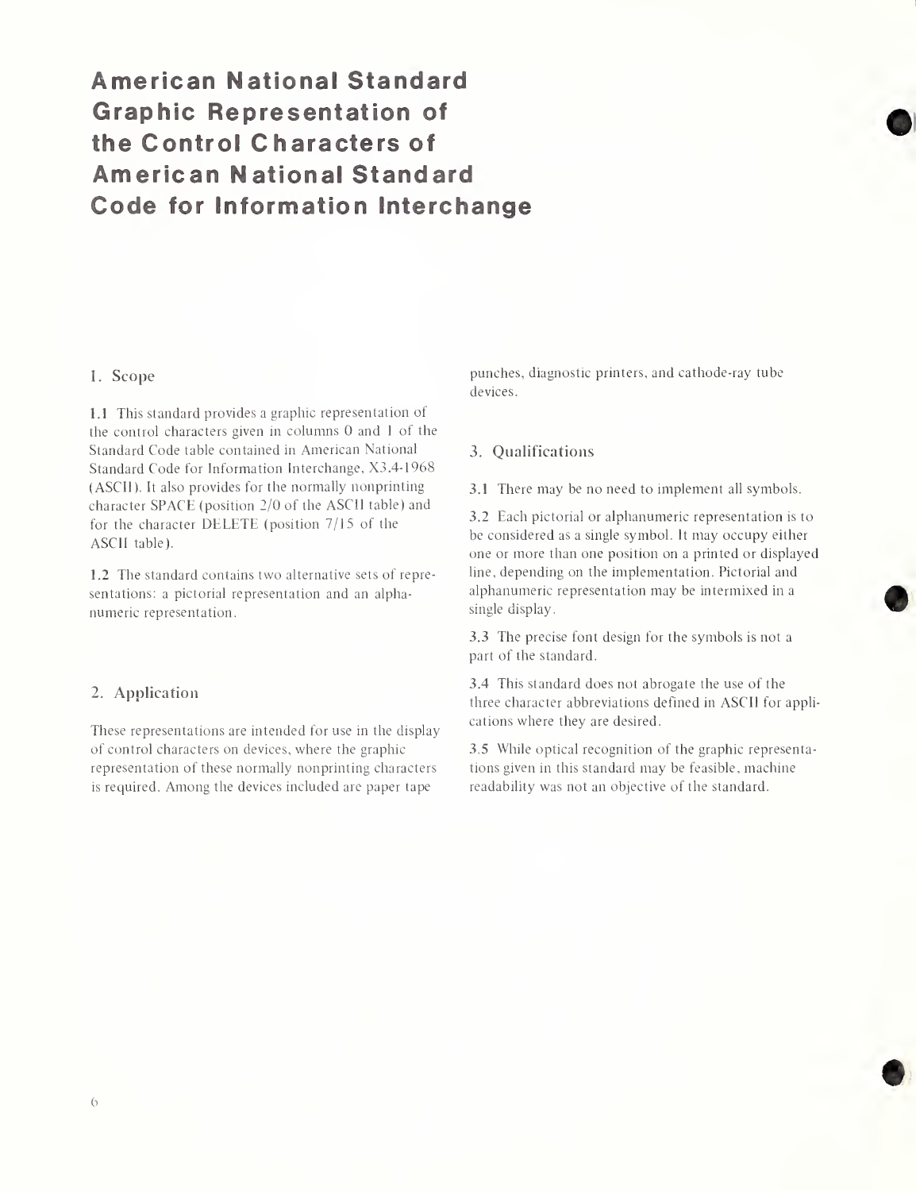# American National Standard Graphic Representation of the Control Characters of American National Standard Code for Information Interchange

## 1. Scope

**1.1** This standard provides a graphic representation of the control characters given in columns 0 and 1 of the Standard Code table contained in American National Standard Code for Information Interchange, X3.4-1968 (ASCII). It also provides for the normally nonprinting character SPACE (position 2/0 of the ASCII table) and for the character DELETE (position 7/15 of the ASCII table).

**1.2** The standard contains two alternative sets of representations: a pictorial representation and an alphanumeric representation.

## 2. Application

These representations are intended for use in the display of control characters on devices, where the graphic representation of these normally nonprinting characters is required. Among the devices included are paper tape punches, diagnostic printers, and cathode-ray tube devices.

## 3. Qualifications

**3.1** There may be no need to implement all symbols.

**3.2** Each pictorial or alphanumeric representation is to be considered as a single symbol. It may occupy either one or more than one position on a printed or displayed line, depending on the implementation. Pictorial and alphanumeric representation may be intermixed in a single display.

**3.3** The precise font design for the symbols is not a part of the standard.

**3.4** This standard does not abrogate the use of the three character abbreviations defined in ASCII for applications where they are desired.

**3.5** While optical recognition of the graphic representations given in this standard may be feasible, machine readability was not an objective of the standard.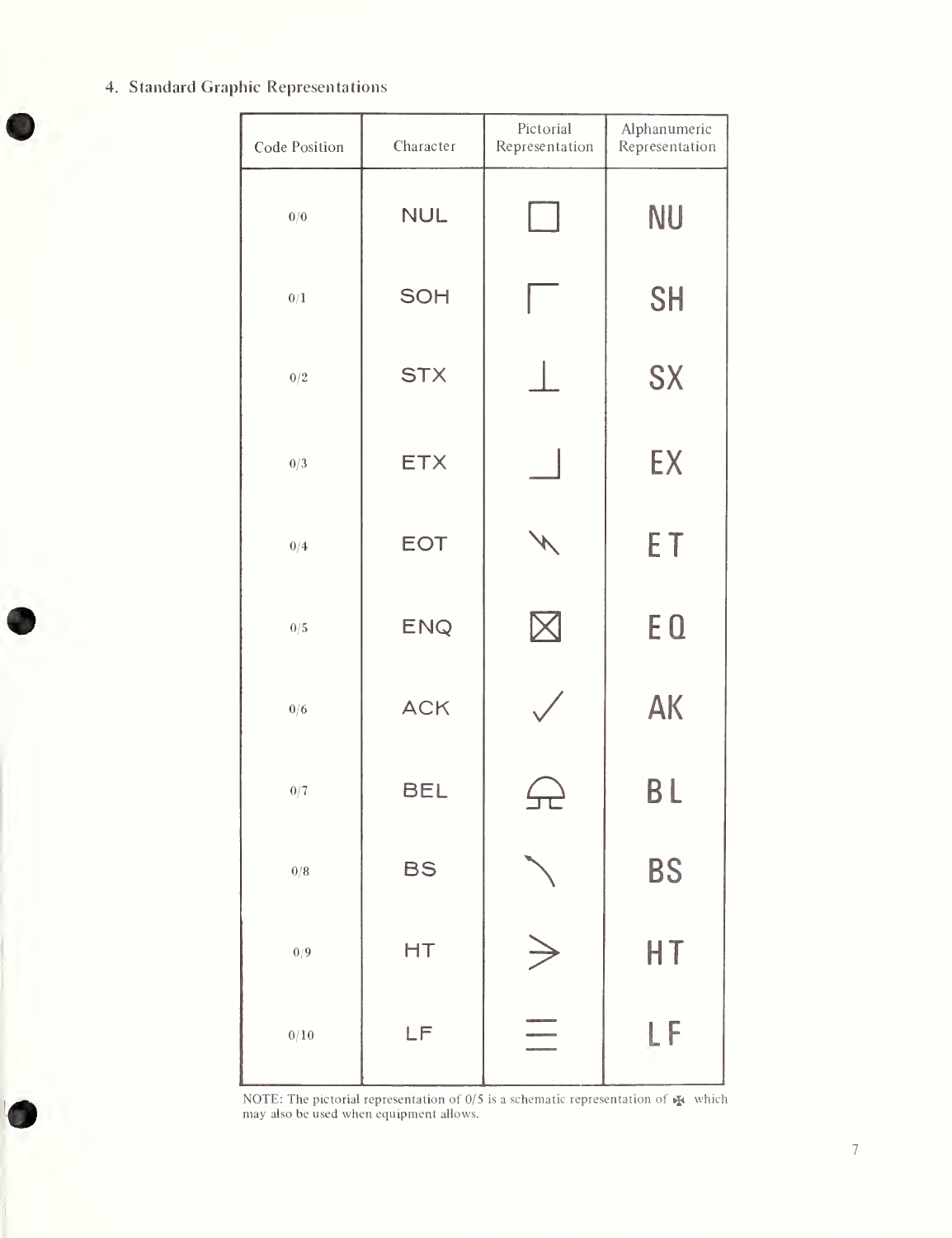## 4. Standard Graphic Representations

| Code Position | Character | Pictorial Representation | Alphanumeric Representation |
|---|---|---|---|
| 0/0 | NUL | □ | NU |
| 0/1 | SOH | ⌈ | SH |
| 0/2 | STX | ⊥ | SX |
| 0/3 | ETX | ⌋ | EX |
| 0/4 | EOT | ⌁ | ET |
| 0/5 | ENQ | ⊠ | EQ |
| 0/6 | ACK | ✓ | AK |
| 0/7 | BEL | ⍾ | BL |
| 0/8 | BS | ⤺ | BS |
| 0/9 | HT | ⪫ | HT |
| 0/10 | LF | ≡ | LF |

NOTE: The pictorial representation of 0/5 is a schematic representation of ✠ which may also be used when equipment allows.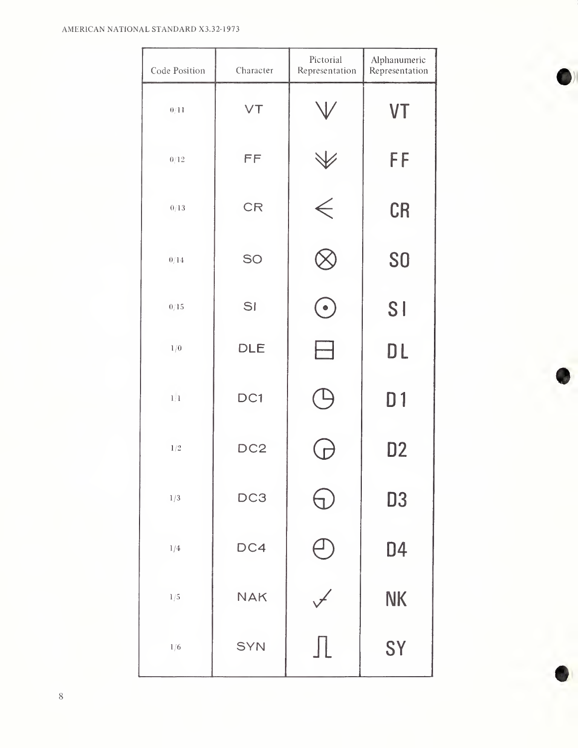| Code Position | Character | Pictorial Representation | Alphanumeric Representation |
|---|---|---|---|
| 0/11 | VT | ⩔ | VT |
| 0/12 | FF | ⩔ | FF |
| 0/13 | CR | < | CR |
| 0/14 | SO | ⊗ | SO |
| 0/15 | SI | ⊙ | SI |
| 1/0 | DLE | ⊟ | DL |
| 1/1 | DC1 | ◷ | D1 |
| 1/2 | DC2 | ◶ | D2 |
| 1/3 | DC3 | ◵ | D3 |
| 1/4 | DC4 | ◴ | D4 |
| 1/5 | NAK | ✓ | NK |
| 1/6 | SYN | ⎍ | SY |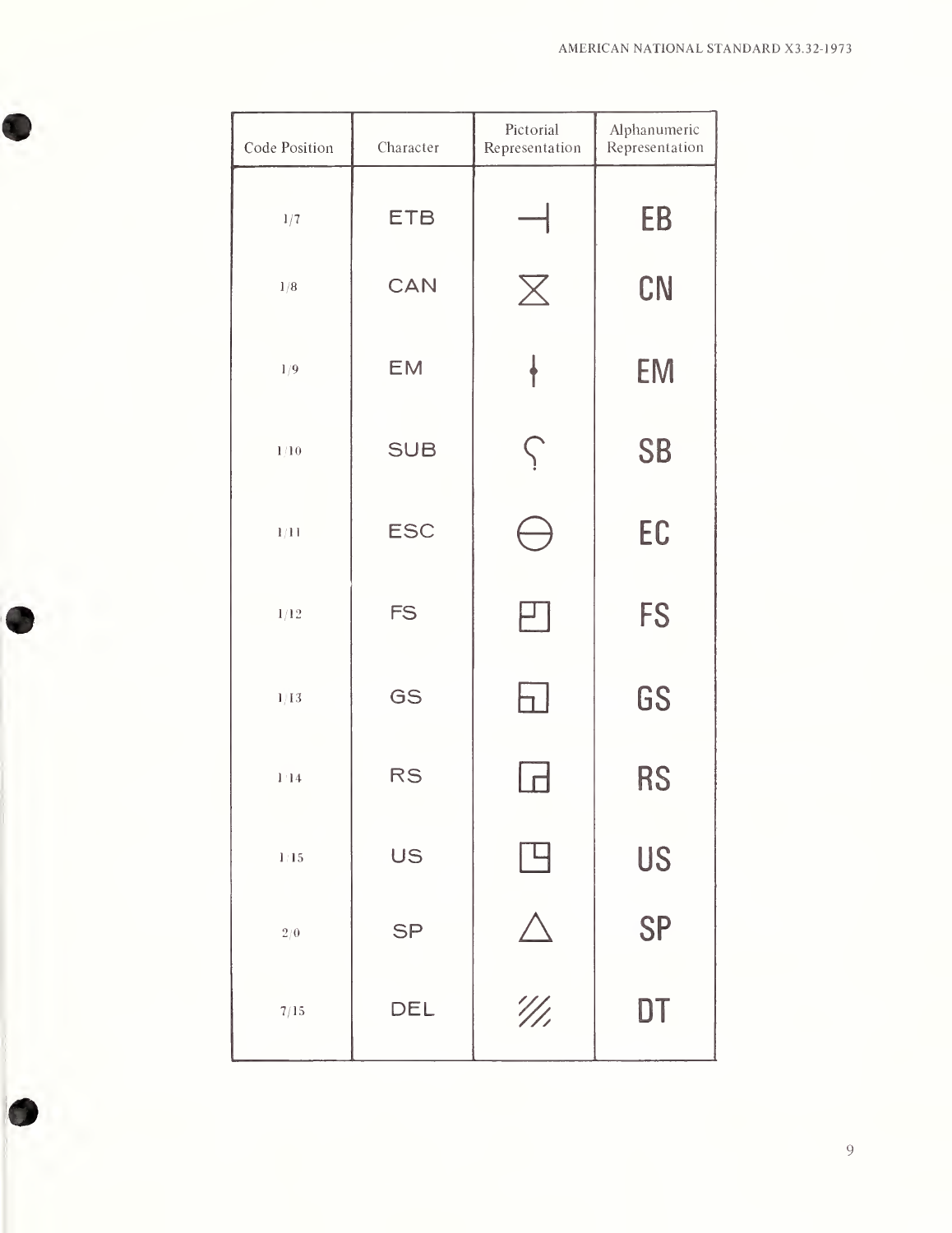| Code Position | Character | Pictorial Representation | Alphanumeric Representation |
|---|---|---|---|
| 1/7 | ETB | ⊣ | EB |
| 1/8 | CAN | ⧖ | CN |
| 1/9 | EM | ⫯ | EM |
| 1/10 | SUB | ʕ | SB |
| 1/11 | ESC | ⊖ | EC |
| 1/12 | FS | ⌜ | FS |
| 1/13 | GS | ⌞ | GS |
| 1/14 | RS | ⌟ | RS |
| 1/15 | US | ⌝ | US |
| 2/0 | SP | △ | SP |
| 7/15 | DEL | ▨ | DT |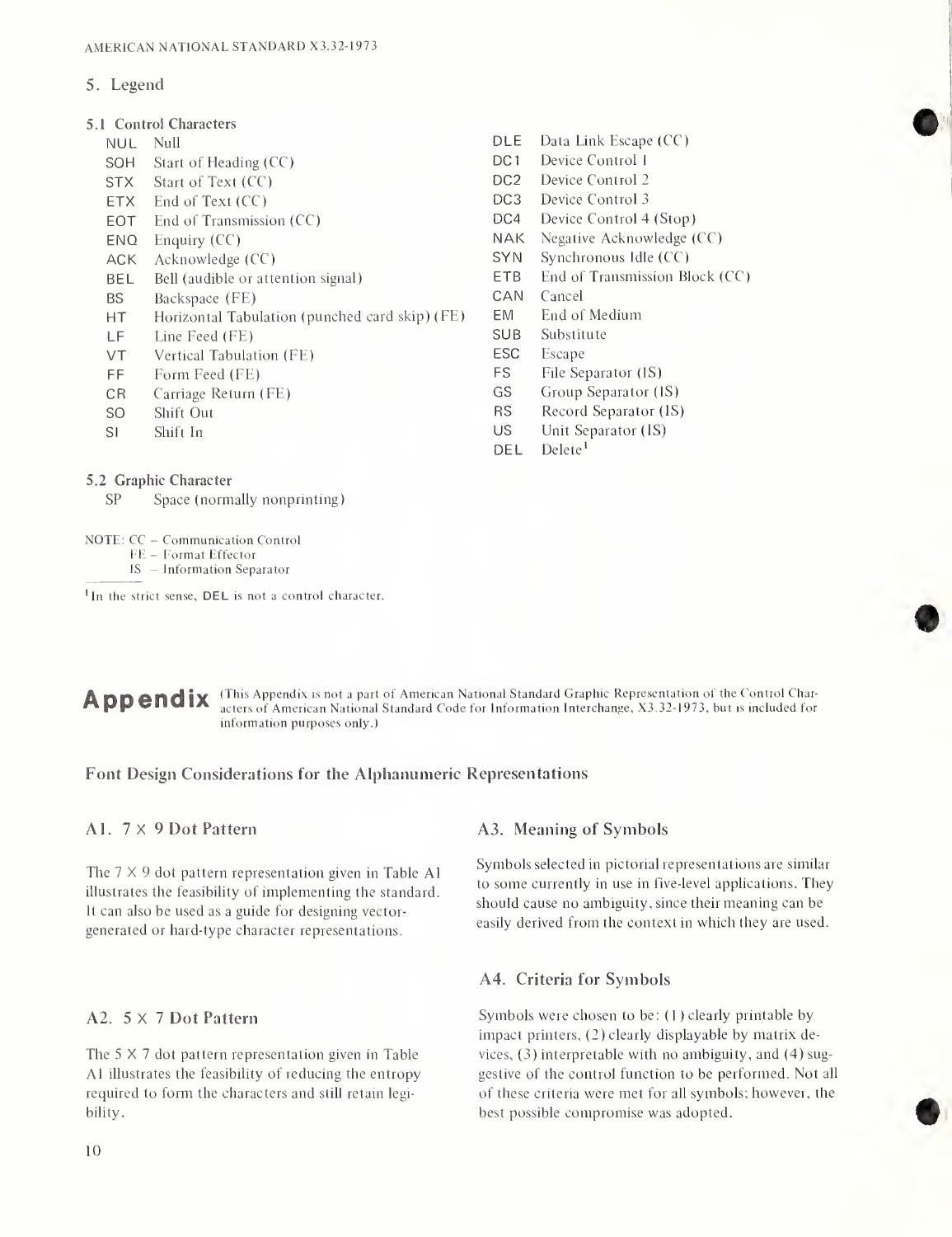## 5. Legend

### 5.1 Control Characters

| | |
|---|---|
| NUL | Null |
| SOH | Start of Heading (CC) |
| STX | Start of Text (CC) |
| ETX | End of Text (CC) |
| EOT | End of Transmission (CC) |
| ENQ | Enquiry (CC) |
| ACK | Acknowledge (CC) |
| BEL | Bell (audible or attention signal) |
| BS | Backspace (FE) |
| HT | Horizontal Tabulation (punched card skip) (FE) |
| LF | Line Feed (FE) |
| VT | Vertical Tabulation (FE) |
| FF | Form Feed (FE) |
| CR | Carriage Return (FE) |
| SO | Shift Out |
| SI | Shift In |
| DLE | Data Link Escape (CC) |
| DC1 | Device Control 1 |
| DC2 | Device Control 2 |
| DC3 | Device Control 3 |
| DC4 | Device Control 4 (Stop) |
| NAK | Negative Acknowledge (CC) |
| SYN | Synchronous Idle (CC) |
| ETB | End of Transmission Block (CC) |
| CAN | Cancel |
| EM | End of Medium |
| SUB | Substitute |
| ESC | Escape |
| FS | File Separator (IS) |
| GS | Group Separator (IS) |
| RS | Record Separator (IS) |
| US | Unit Separator (IS) |
| DEL | Delete[1] |

### 5.2 Graphic Character

SP Space (normally nonprinting)

NOTE: CC – Communication Control
FE – Format Effector
IS – Information Separator

[1] In the strict sense, DEL is not a control character.

# Appendix

(This Appendix is not a part of American National Standard Graphic Representation of the Control Characters of American National Standard Code for Information Interchange, X3.32-1973, but is included for information purposes only.)

## Font Design Considerations for the Alphanumeric Representations

### A1. 7 X 9 Dot Pattern

The 7 X 9 dot pattern representation given in Table A1 illustrates the feasibility of implementing the standard. It can also be used as a guide for designing vector-generated or hard-type character representations.

### A2. 5 X 7 Dot Pattern

The 5 X 7 dot pattern representation given in Table A1 illustrates the feasibility of reducing the entropy required to form the characters and still retain legibility.

### A3. Meaning of Symbols

Symbols selected in pictorial representations are similar to some currently in use in five-level applications. They should cause no ambiguity, since their meaning can be easily derived from the context in which they are used.

### A4. Criteria for Symbols

Symbols were chosen to be: (1) clearly printable by impact printers, (2) clearly displayable by matrix devices, (3) interpretable with no ambiguity, and (4) suggestive of the control function to be performed. Not all of these criteria were met for all symbols; however, the best possible compromise was adopted.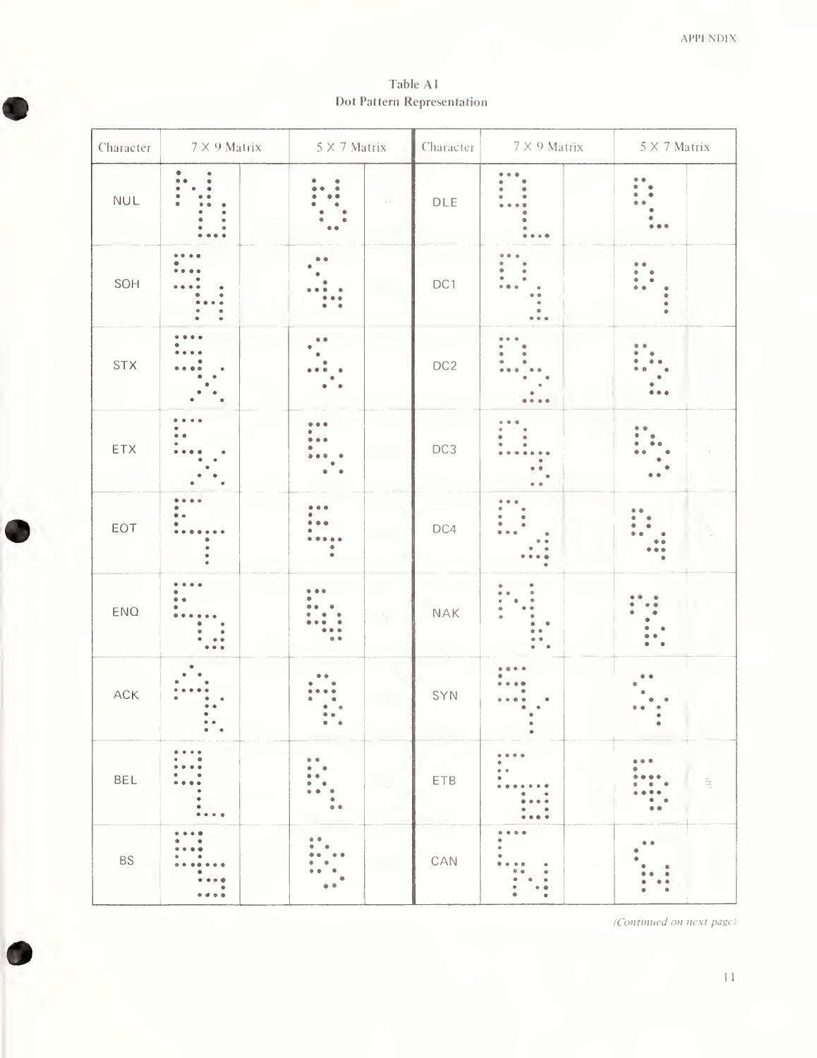Table A1
Dot Pattern Representation

| Character | 7 X 9 Matrix | 5 X 7 Matrix | Character | 7 X 9 Matrix | 5 X 7 Matrix |
|---|---|---|---|---|---|
| NUL | | | DLE | | |
| SOH | | | DC1 | | |
| STX | | | DC2 | | |
| ETX | | | DC3 | | |
| EOT | | | DC4 | | |
| ENQ | | | NAK | | |
| ACK | | | SYN | | |
| BEL | | | ETB | | |
| BS | | | CAN | | |

*(Continued on next page)*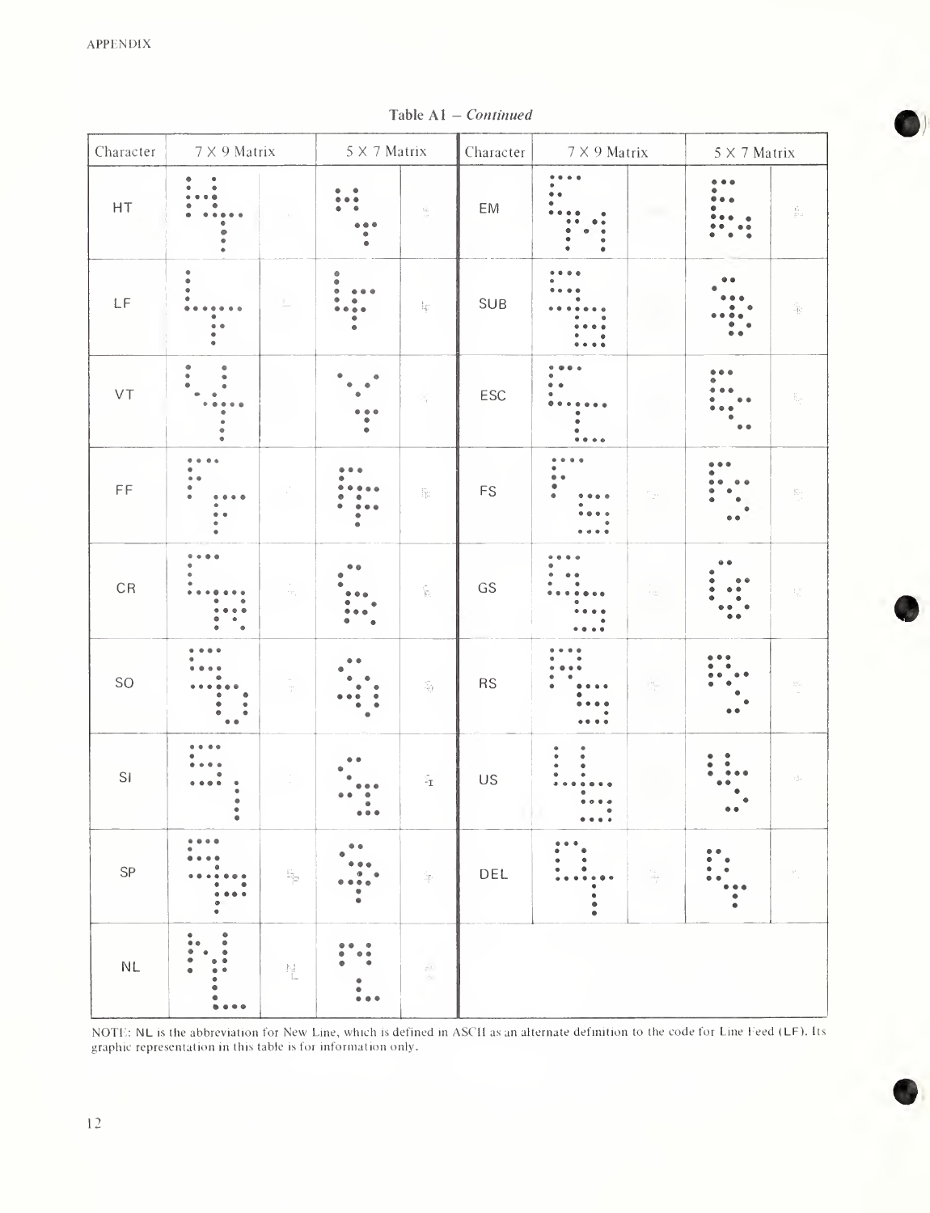**Table A1 – *Continued***

| Character | 7 X 9 Matrix | | 5 X 7 Matrix | | Character | 7 X 9 Matrix | | 5 X 7 Matrix | |
|---|---|---|---|---|---|---|---|---|---|
| HT | | | | | EM | | | | |
| LF | | | | | SUB | | | | |
| VT | | | | | ESC | | | | |
| FF | | | | | FS | | | | |
| CR | | | | | GS | | | | |
| SO | | | | | RS | | | | |
| SI | | | | | US | | | | |
| SP | | | | | DEL | | | | |
| NL | | | | | | | | | |

NOTE: NL is the abbreviation for New Line, which is defined in ASCII as an alternate definition to the code for Line Feed (LF). Its graphic representation in this table is for information only.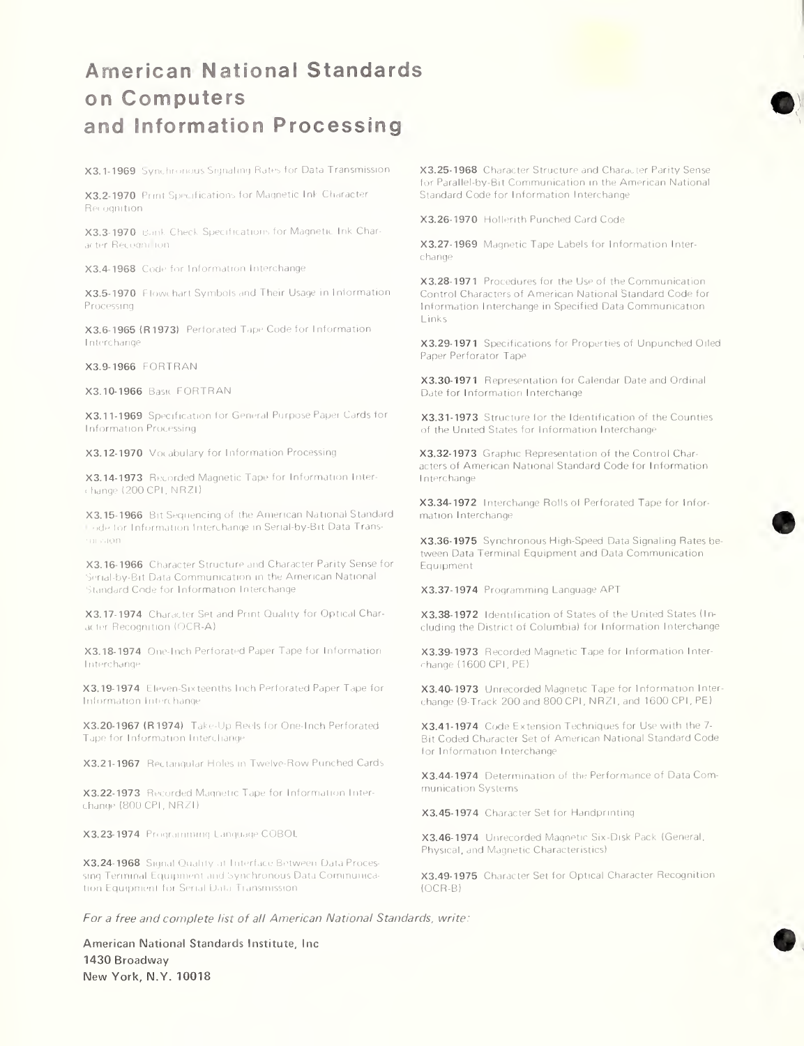# American National Standards on Computers and Information Processing

**X3.1-1969** Synchronous Signaling Rates for Data Transmission

**X3.2-1970** Print Specifications for Magnetic Ink Character Recognition

**X3.3-1970** Bank Check Specifications for Magnetic Ink Character Recognition

**X3.4-1968** Code for Information Interchange

**X3.5-1970** Flowchart Symbols and Their Usage in Information Processing

**X3.6-1965 (R1973)** Perforated Tape Code for Information Interchange

**X3.9-1966** FORTRAN

**X3.10-1966** Basic FORTRAN

**X3.11-1969** Specification for General Purpose Paper Cards for Information Processing

**X3.12-1970** Vocabulary for Information Processing

**X3.14-1973** Recorded Magnetic Tape for Information Interchange (200 CPI, NRZI)

**X3.15-1966** Bit Sequencing of the American National Standard Code for Information Interchange in Serial-by-Bit Data Transmission

**X3.16-1966** Character Structure and Character Parity Sense for Serial-by-Bit Data Communication in the American National Standard Code for Information Interchange

**X3.17-1974** Character Set and Print Quality for Optical Character Recognition (OCR-A)

**X3.18-1974** One-Inch Perforated Paper Tape for Information Interchange

**X3.19-1974** Eleven-Sixteenths Inch Perforated Paper Tape for Information Interchange

**X3.20-1967 (R1974)** Take-Up Reels for One-Inch Perforated Tape for Information Interchange

**X3.21-1967** Rectangular Holes in Twelve-Row Punched Cards

**X3.22-1973** Recorded Magnetic Tape for Information Interchange (800 CPI, NRZI)

**X3.23-1974** Programming Language COBOL

**X3.24-1968** Signal Quality at Interface Between Data Processing Terminal Equipment and Synchronous Data Communication Equipment for Serial Data Transmission

**X3.25-1968** Character Structure and Character Parity Sense for Parallel-by-Bit Communication in the American National Standard Code for Information Interchange

**X3.26-1970** Hollerith Punched Card Code

**X3.27-1969** Magnetic Tape Labels for Information Interchange

**X3.28-1971** Procedures for the Use of the Communication Control Characters of American National Standard Code for Information Interchange in Specified Data Communication Links

**X3.29-1971** Specifications for Properties of Unpunched Oiled Paper Perforator Tape

**X3.30-1971** Representation for Calendar Date and Ordinal Date for Information Interchange

**X3.31-1973** Structure for the Identification of the Counties of the United States for Information Interchange

**X3.32-1973** Graphic Representation of the Control Characters of American National Standard Code for Information Interchange

**X3.34-1972** Interchange Rolls of Perforated Tape for Information Interchange

**X3.36-1975** Synchronous High-Speed Data Signaling Rates between Data Terminal Equipment and Data Communication Equipment

**X3.37-1974** Programming Language APT

**X3.38-1972** Identification of States of the United States (Including the District of Columbia) for Information Interchange

**X3.39-1973** Recorded Magnetic Tape for Information Interchange (1600 CPI, PE)

**X3.40-1973** Unrecorded Magnetic Tape for Information Interchange (9-Track 200 and 800 CPI, NRZI, and 1600 CPI, PE)

**X3.41-1974** Code Extension Techniques for Use with the 7-Bit Coded Character Set of American National Standard Code for Information Interchange

**X3.44-1974** Determination of the Performance of Data Communication Systems

**X3.45-1974** Character Set for Handprinting

**X3.46-1974** Unrecorded Magnetic Six-Disk Pack (General, Physical, and Magnetic Characteristics)

**X3.49-1975** Character Set for Optical Character Recognition (OCR-B)

*For a free and complete list of all American National Standards, write:*

**American National Standards Institute, Inc**
**1430 Broadway**
**New York, N.Y. 10018**